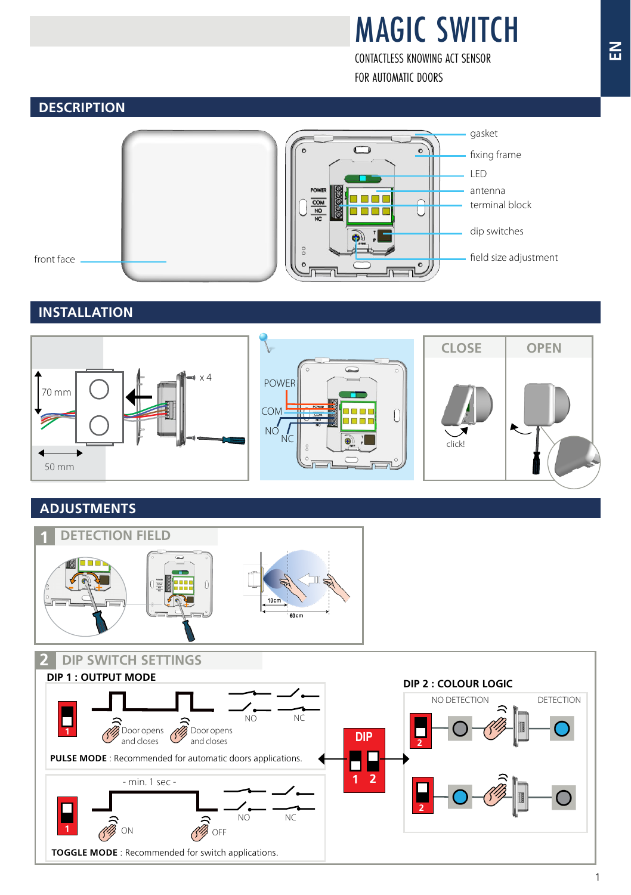# MAGIC SWITCH

CONTACTLESS KNOWING ACT SENSOR
FOR AUTOMATIC DOORS

EN

## DESCRIPTION

front face

gasket

fixing frame

LED

antenna

terminal block

dip switches

field size adjustment

## INSTALLATION

70 mm

50 mm

x 4

POWER

COM

NO

NC

CLOSE

OPEN

click!

## ADJUSTMENTS

### 1 DETECTION FIELD

10cm

60cm

### 2 DIP SWITCH SETTINGS

**DIP 1 : OUTPUT MODE**

Door opens and closes

Door opens and closes

NO

NC

**PULSE MODE** : Recommended for automatic doors applications.

- min. 1 sec -

ON

OFF

NO

NC

**TOGGLE MODE** : Recommended for switch applications.

DIP 1 2

**DIP 2 : COLOUR LOGIC**

NO DETECTION

DETECTION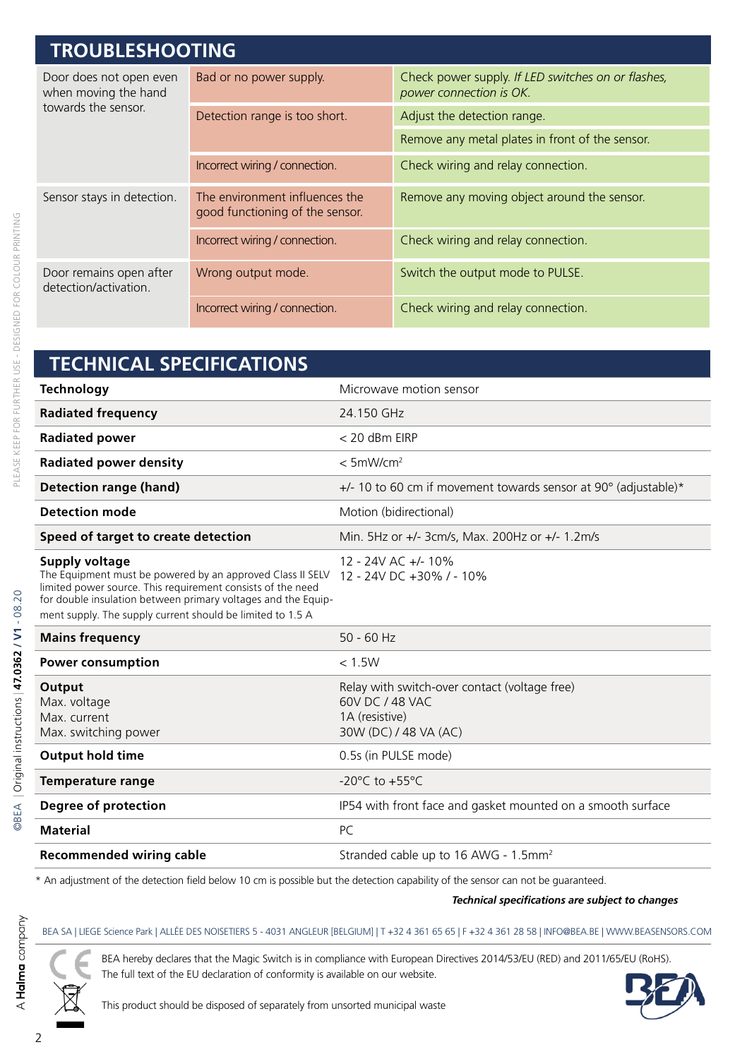## TROUBLESHOOTING

| | | |
|---|---|---|
| Door does not open even when moving the hand towards the sensor. | Bad or no power supply. | Check power supply. *If LED switches on or flashes, power connection is OK.* |
| | Detection range is too short. | Adjust the detection range. |
| | | Remove any metal plates in front of the sensor. |
| | Incorrect wiring / connection. | Check wiring and relay connection. |
| Sensor stays in detection. | The environment influences the good functioning of the sensor. | Remove any moving object around the sensor. |
| | Incorrect wiring / connection. | Check wiring and relay connection. |
| Door remains open after detection/activation. | Wrong output mode. | Switch the output mode to PULSE. |
| | Incorrect wiring / connection. | Check wiring and relay connection. |

## TECHNICAL SPECIFICATIONS

| | |
|---|---|
| **Technology** | Microwave motion sensor |
| **Radiated frequency** | 24.150 GHz |
| **Radiated power** | < 20 dBm EIRP |
| **Radiated power density** | < 5mW/cm² |
| **Detection range (hand)** | +/- 10 to 60 cm if movement towards sensor at 90° (adjustable)* |
| **Detection mode** | Motion (bidirectional) |
| **Speed of target to create detection** | Min. 5Hz or +/- 3cm/s, Max. 200Hz or +/- 1.2m/s |
| **Supply voltage**<br>The Equipment must be powered by an approved Class II SELV limited power source. This requirement consists of the need for double insulation between primary voltages and the Equipment supply. The supply current should be limited to 1.5 A | 12 - 24V AC +/- 10%<br>12 - 24V DC +30% / - 10% |
| **Mains frequency** | 50 - 60 Hz |
| **Power consumption** | < 1.5W |
| **Output**<br>Max. voltage<br>Max. current<br>Max. switching power | Relay with switch-over contact (voltage free)<br>60V DC / 48 VAC<br>1A (resistive)<br>30W (DC) / 48 VA (AC) |
| **Output hold time** | 0.5s (in PULSE mode) |
| **Temperature range** | -20°C to +55°C |
| **Degree of protection** | IP54 with front face and gasket mounted on a smooth surface |
| **Material** | PC |
| **Recommended wiring cable** | Stranded cable up to 16 AWG - 1.5mm² |

* An adjustment of the detection field below 10 cm is possible but the detection capability of the sensor can not be guaranteed.

***Technical specifications are subject to changes***

BEA SA | LIEGE Science Park | ALLÉE DES NOISETIERS 5 - 4031 ANGLEUR [BELGIUM] | T +32 4 361 65 65 | F +32 4 361 28 58 | INFO@BEA.BE | WWW.BEASENSORS.COM

BEA hereby declares that the Magic Switch is in compliance with European Directives 2014/53/EU (RED) and 2011/65/EU (RoHS). The full text of the EU declaration of conformity is available on our website.

This product should be disposed of separately from unsorted municipal waste

©BEA | Original instructions | 47.0362 / V1 - 08.20

PLEASE KEEP FOR FURTHER USE - DESIGNED FOR COLOUR PRINTING

A Halma company